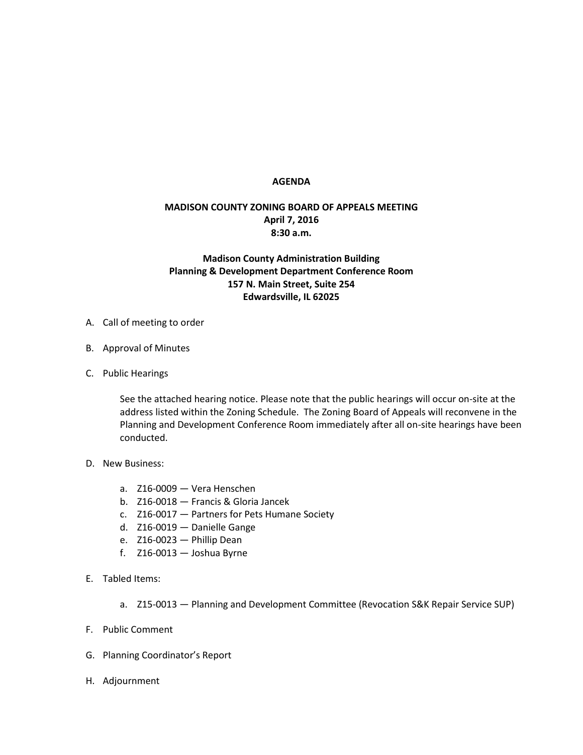# AGENDA

## MADISON COUNTY ZONING BOARD OF APPEALS MEETING
**April 7, 2016**
**8:30 a.m.**

**Madison County Administration Building**
**Planning & Development Department Conference Room**
**157 N. Main Street, Suite 254**
**Edwardsville, IL 62025**

A. Call of meeting to order

B. Approval of Minutes

C. Public Hearings

   See the attached hearing notice. Please note that the public hearings will occur on-site at the address listed within the Zoning Schedule. The Zoning Board of Appeals will reconvene in the Planning and Development Conference Room immediately after all on-site hearings have been conducted.

D. New Business:

   a. Z16-0009 — Vera Henschen
   b. Z16-0018 — Francis & Gloria Jancek
   c. Z16-0017 — Partners for Pets Humane Society
   d. Z16-0019 — Danielle Gange
   e. Z16-0023 — Phillip Dean
   f. Z16-0013 — Joshua Byrne

E. Tabled Items:

   a. Z15-0013 — Planning and Development Committee (Revocation S&K Repair Service SUP)

F. Public Comment

G. Planning Coordinator's Report

H. Adjournment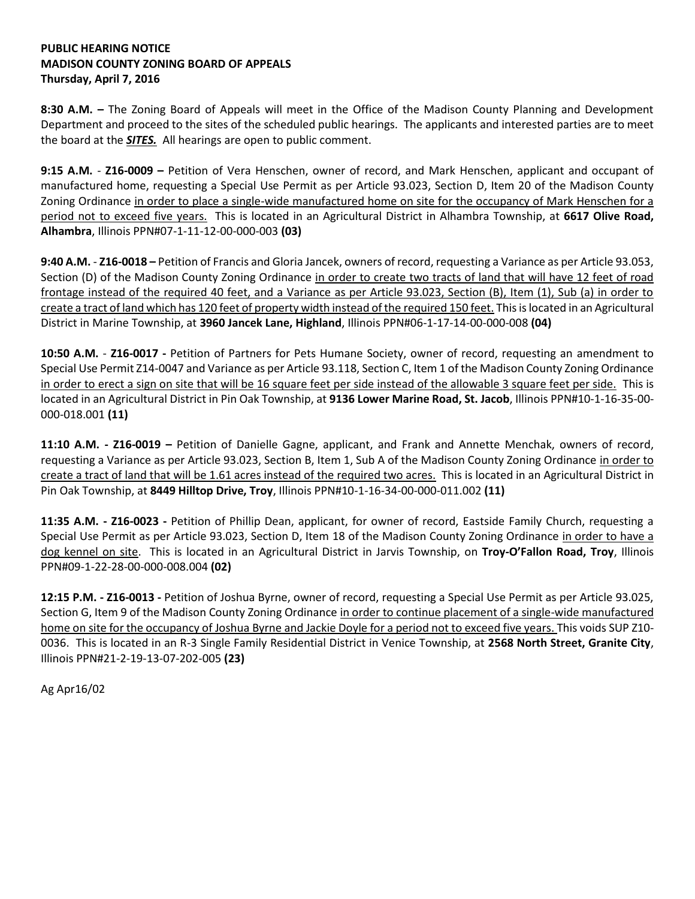**PUBLIC HEARING NOTICE**
**MADISON COUNTY ZONING BOARD OF APPEALS**
**Thursday, April 7, 2016**

**8:30 A.M. –** The Zoning Board of Appeals will meet in the Office of the Madison County Planning and Development Department and proceed to the sites of the scheduled public hearings. The applicants and interested parties are to meet the board at the ***SITES.*** All hearings are open to public comment.

**9:15 A.M.** - **Z16-0009 –** Petition of Vera Henschen, owner of record, and Mark Henschen, applicant and occupant of manufactured home, requesting a Special Use Permit as per Article 93.023, Section D, Item 20 of the Madison County Zoning Ordinance in order to place a single-wide manufactured home on site for the occupancy of Mark Henschen for a period not to exceed five years. This is located in an Agricultural District in Alhambra Township, at **6617 Olive Road, Alhambra**, Illinois PPN#07-1-11-12-00-000-003 **(03)**

**9:40 A.M.** - **Z16-0018 –** Petition of Francis and Gloria Jancek, owners of record, requesting a Variance as per Article 93.053, Section (D) of the Madison County Zoning Ordinance in order to create two tracts of land that will have 12 feet of road frontage instead of the required 40 feet, and a Variance as per Article 93.023, Section (B), Item (1), Sub (a) in order to create a tract of land which has 120 feet of property width instead of the required 150 feet. This is located in an Agricultural District in Marine Township, at **3960 Jancek Lane, Highland**, Illinois PPN#06-1-17-14-00-000-008 **(04)**

**10:50 A.M.** - **Z16-0017 -** Petition of Partners for Pets Humane Society, owner of record, requesting an amendment to Special Use Permit Z14-0047 and Variance as per Article 93.118, Section C, Item 1 of the Madison County Zoning Ordinance in order to erect a sign on site that will be 16 square feet per side instead of the allowable 3 square feet per side. This is located in an Agricultural District in Pin Oak Township, at **9136 Lower Marine Road, St. Jacob**, Illinois PPN#10-1-16-35-00-000-018.001 **(11)**

**11:10 A.M. - Z16-0019 –** Petition of Danielle Gagne, applicant, and Frank and Annette Menchak, owners of record, requesting a Variance as per Article 93.023, Section B, Item 1, Sub A of the Madison County Zoning Ordinance in order to create a tract of land that will be 1.61 acres instead of the required two acres. This is located in an Agricultural District in Pin Oak Township, at **8449 Hilltop Drive, Troy**, Illinois PPN#10-1-16-34-00-000-011.002 **(11)**

**11:35 A.M. - Z16-0023 -** Petition of Phillip Dean, applicant, for owner of record, Eastside Family Church, requesting a Special Use Permit as per Article 93.023, Section D, Item 18 of the Madison County Zoning Ordinance in order to have a dog kennel on site. This is located in an Agricultural District in Jarvis Township, on **Troy-O'Fallon Road, Troy**, Illinois PPN#09-1-22-28-00-000-008.004 **(02)**

**12:15 P.M. - Z16-0013 -** Petition of Joshua Byrne, owner of record, requesting a Special Use Permit as per Article 93.025, Section G, Item 9 of the Madison County Zoning Ordinance in order to continue placement of a single-wide manufactured home on site for the occupancy of Joshua Byrne and Jackie Doyle for a period not to exceed five years. This voids SUP Z10-0036. This is located in an R-3 Single Family Residential District in Venice Township, at **2568 North Street, Granite City**, Illinois PPN#21-2-19-13-07-202-005 **(23)**

Ag Apr16/02